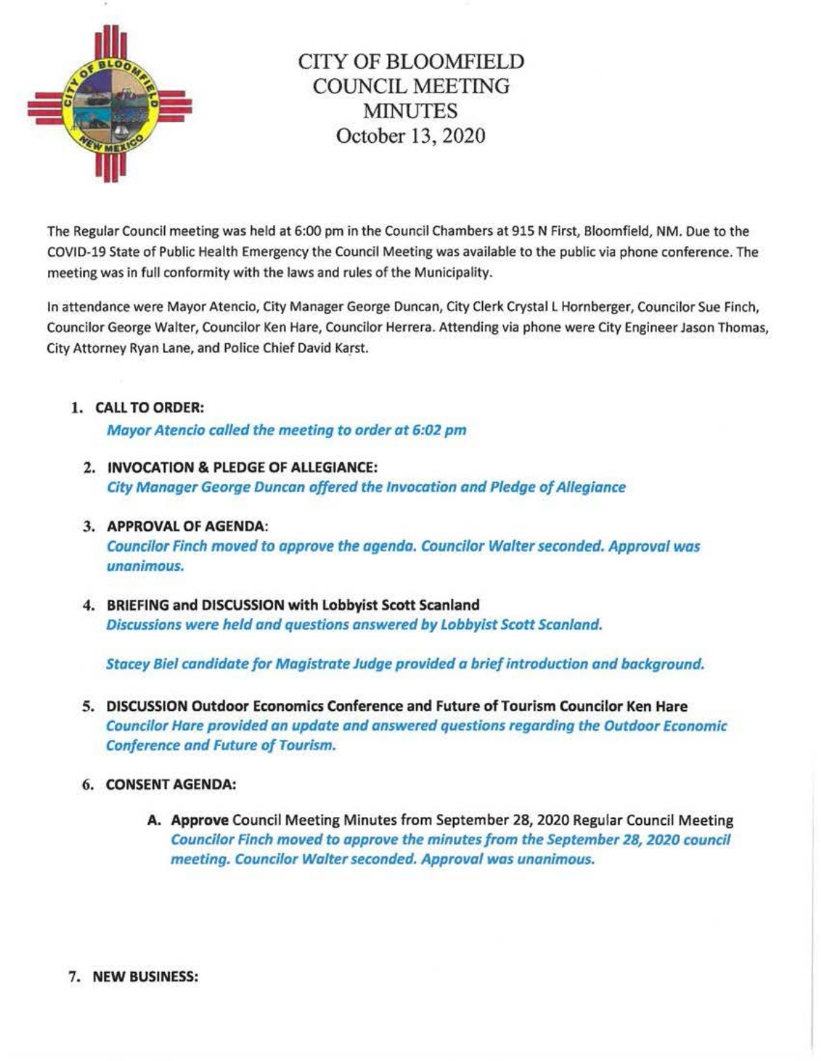# CITY OF BLOOMFIELD COUNCIL MEETING MINUTES

October 13, 2020

The Regular Council meeting was held at 6:00 pm in the Council Chambers at 915 N First, Bloomfield, NM. Due to the COVID-19 State of Public Health Emergency the Council Meeting was available to the public via phone conference. The meeting was in full conformity with the laws and rules of the Municipality.

In attendance were Mayor Atencio, City Manager George Duncan, City Clerk Crystal L Hornberger, Councilor Sue Finch, Councilor George Walter, Councilor Ken Hare, Councilor Herrera. Attending via phone were City Engineer Jason Thomas, City Attorney Ryan Lane, and Police Chief David Karst.

1. **CALL TO ORDER:**

   ***Mayor Atencio called the meeting to order at 6:02 pm***

2. **INVOCATION & PLEDGE OF ALLEGIANCE:**

   ***City Manager George Duncan offered the Invocation and Pledge of Allegiance***

3. **APPROVAL OF AGENDA:**

   ***Councilor Finch moved to approve the agenda. Councilor Walter seconded. Approval was unanimous.***

4. **BRIEFING and DISCUSSION with Lobbyist Scott Scanland**

   ***Discussions were held and questions answered by Lobbyist Scott Scanland.***

   ***Stacey Biel candidate for Magistrate Judge provided a brief introduction and background.***

5. **DISCUSSION Outdoor Economics Conference and Future of Tourism Councilor Ken Hare**

   ***Councilor Hare provided an update and answered questions regarding the Outdoor Economic Conference and Future of Tourism.***

6. **CONSENT AGENDA:**

   A. **Approve** Council Meeting Minutes from September 28, 2020 Regular Council Meeting

      ***Councilor Finch moved to approve the minutes from the September 28, 2020 council meeting. Councilor Walter seconded. Approval was unanimous.***

7. **NEW BUSINESS:**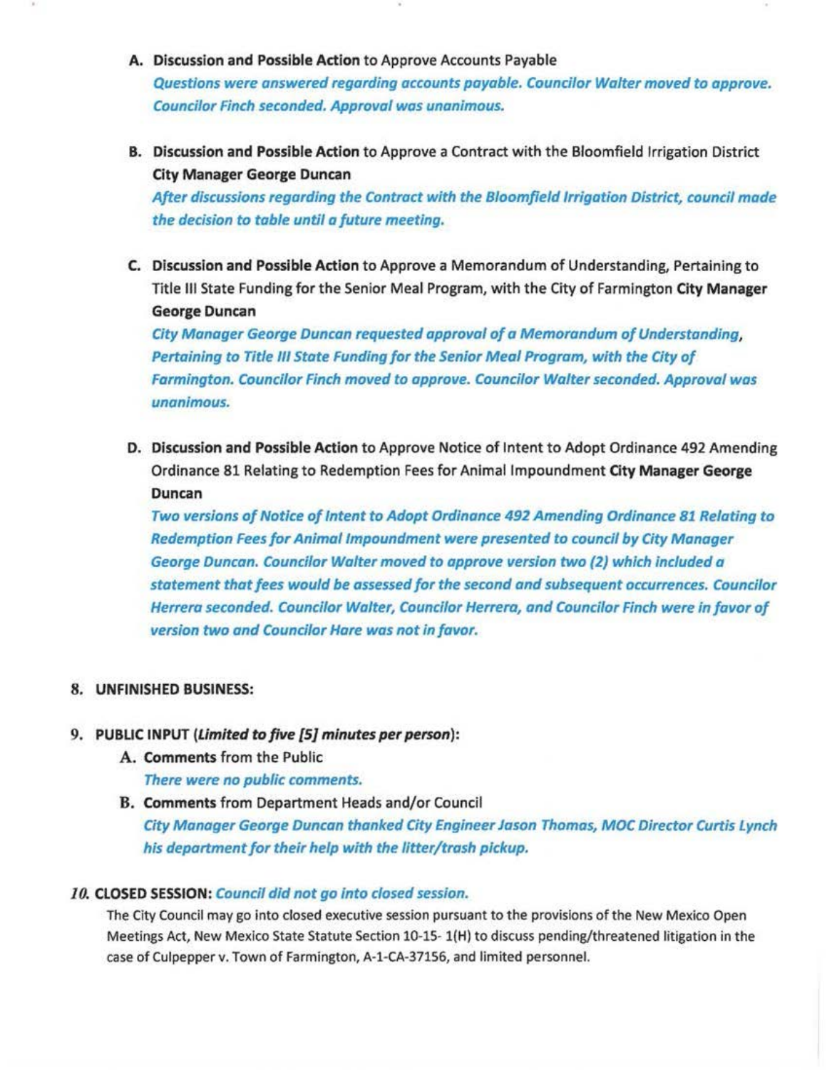A. **Discussion and Possible Action** to Approve Accounts Payable
   *Questions were answered regarding accounts payable. Councilor Walter moved to approve. Councilor Finch seconded. Approval was unanimous.*

B. **Discussion and Possible Action** to Approve a Contract with the Bloomfield Irrigation District **City Manager George Duncan**
   *After discussions regarding the Contract with the Bloomfield Irrigation District, council made the decision to table until a future meeting.*

C. **Discussion and Possible Action** to Approve a Memorandum of Understanding, Pertaining to Title III State Funding for the Senior Meal Program, with the City of Farmington **City Manager George Duncan**
   *City Manager George Duncan requested approval of a Memorandum of Understanding, Pertaining to Title III State Funding for the Senior Meal Program, with the City of Farmington. Councilor Finch moved to approve. Councilor Walter seconded. Approval was unanimous.*

D. **Discussion and Possible Action** to Approve Notice of Intent to Adopt Ordinance 492 Amending Ordinance 81 Relating to Redemption Fees for Animal Impoundment **City Manager George Duncan**
   *Two versions of Notice of Intent to Adopt Ordinance 492 Amending Ordinance 81 Relating to Redemption Fees for Animal Impoundment were presented to council by City Manager George Duncan. Councilor Walter moved to approve version two (2) which included a statement that fees would be assessed for the second and subsequent occurrences. Councilor Herrera seconded. Councilor Walter, Councilor Herrera, and Councilor Finch were in favor of version two and Councilor Hare was not in favor.*

8. **UNFINISHED BUSINESS:**

9. **PUBLIC INPUT (*Limited to five [5] minutes per person*):**
   A. **Comments** from the Public
      *There were no public comments.*
   B. **Comments** from Department Heads and/or Council
      *City Manager George Duncan thanked City Engineer Jason Thomas, MOC Director Curtis Lynch his department for their help with the litter/trash pickup.*

10. **CLOSED SESSION:** *Council did not go into closed session.*
    The City Council may go into closed executive session pursuant to the provisions of the New Mexico Open Meetings Act, New Mexico State Statute Section 10-15- 1(H) to discuss pending/threatened litigation in the case of Culpepper v. Town of Farmington, A-1-CA-37156, and limited personnel.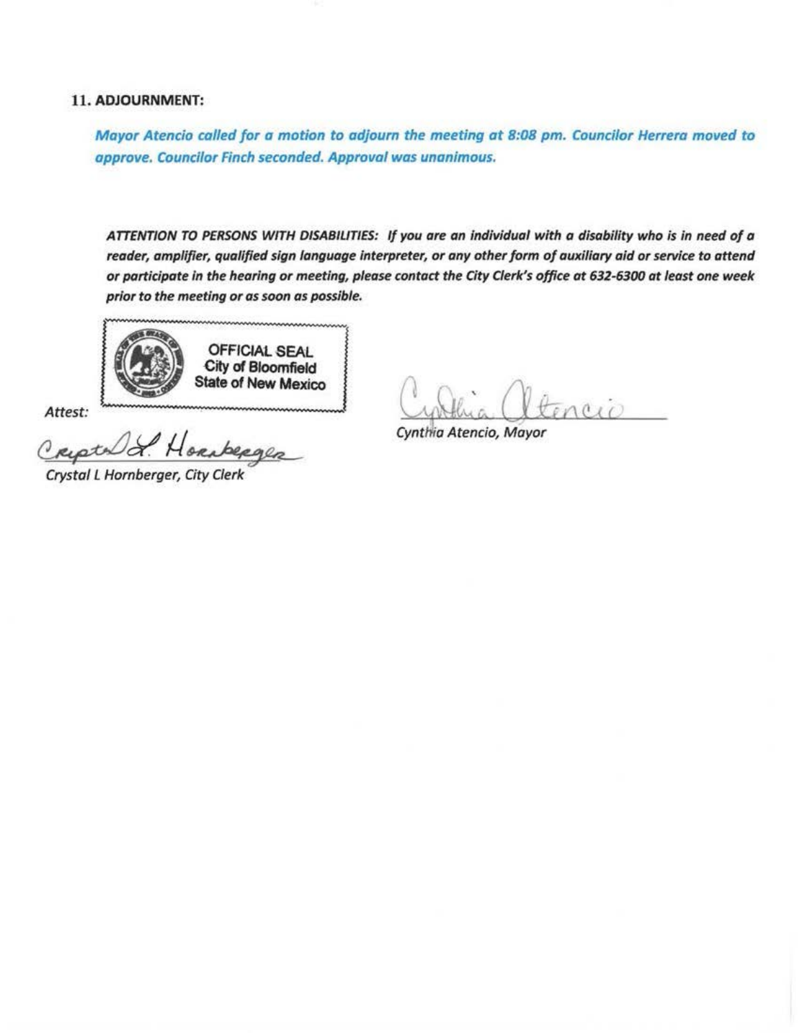**11. ADJOURNMENT:**

***Mayor Atencio called for a motion to adjourn the meeting at 8:08 pm. Councilor Herrera moved to approve. Councilor Finch seconded. Approval was unanimous.***

***ATTENTION TO PERSONS WITH DISABILITIES:** If you are an individual with a disability who is in need of a reader, amplifier, qualified sign language interpreter, or any other form of auxiliary aid or service to attend or participate in the hearing or meeting, please contact the City Clerk's office at 632-6300 at least one week prior to the meeting or as soon as possible.*

OFFICIAL SEAL
City of Bloomfield
State of New Mexico

*Attest:*

Crystal L Hornberger

*Crystal L Hornberger, City Clerk*

Cynthia Atencio

*Cynthia Atencio, Mayor*